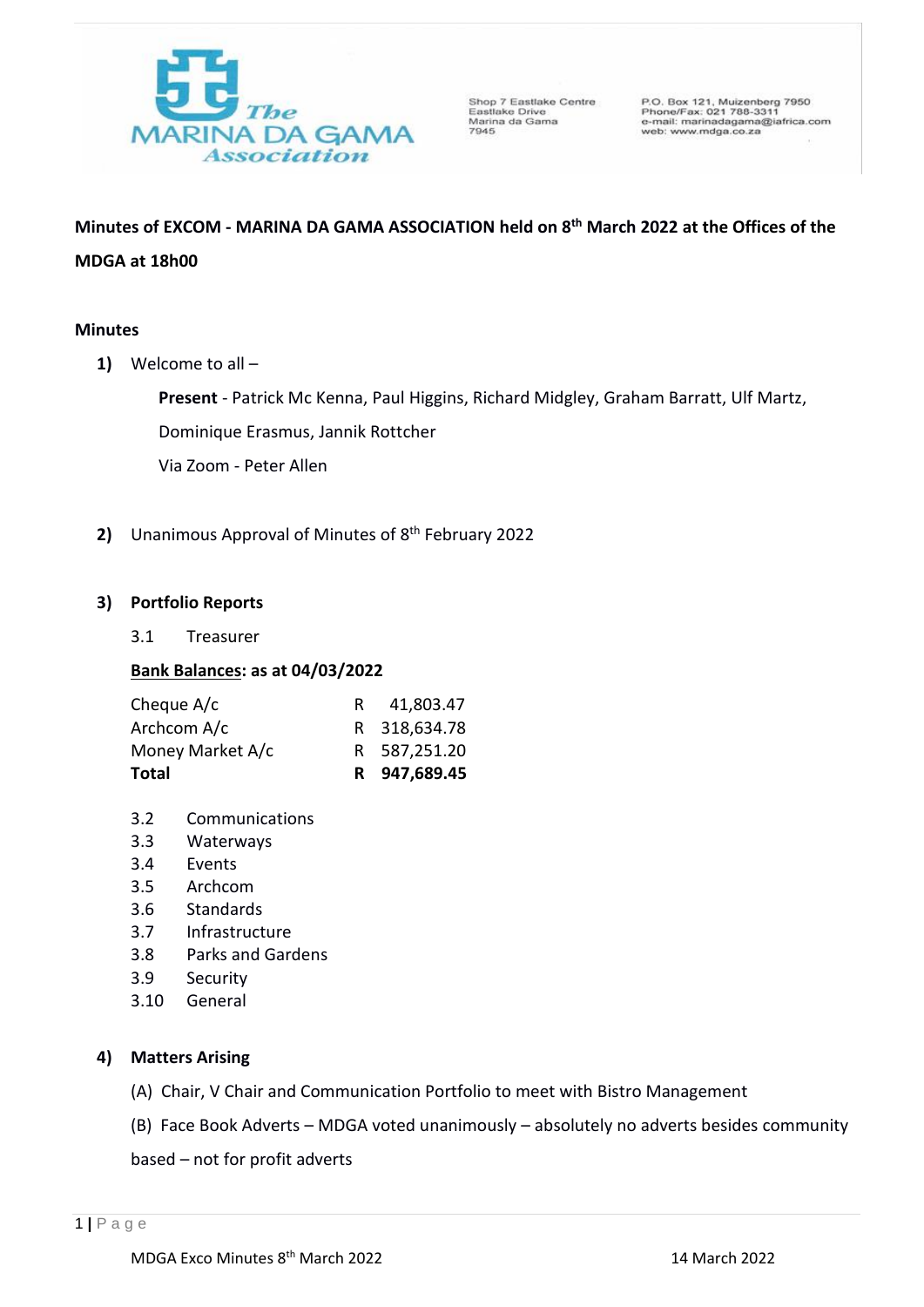The MARINA DA GAMA Association

Shop 7 Eastlake Centre
Eastlake Drive
Marina da Gama
7945

P.O. Box 121, Muizenberg 7950
Phone/Fax: 021 788-3311
e-mail: marinadagama@iafrica.com
web: www.mdga.co.za

**Minutes of EXCOM - MARINA DA GAMA ASSOCIATION held on 8th March 2022 at the Offices of the MDGA at 18h00**

**Minutes**

1) Welcome to all –

   **Present** - Patrick Mc Kenna, Paul Higgins, Richard Midgley, Graham Barratt, Ulf Martz, Dominique Erasmus, Jannik Rottcher

   Via Zoom - Peter Allen

2) Unanimous Approval of Minutes of 8th February 2022

3) **Portfolio Reports**

   3.1 Treasurer

   **Bank Balances: as at 04/03/2022**

| | | |
|---|---|---|
| Cheque A/c | R | 41,803.47 |
| Archcom A/c | R | 318,634.78 |
| Money Market A/c | R | 587,251.20 |
| **Total** | **R** | **947,689.45** |

   3.2 Communications
   3.3 Waterways
   3.4 Events
   3.5 Archcom
   3.6 Standards
   3.7 Infrastructure
   3.8 Parks and Gardens
   3.9 Security
   3.10 General

4) **Matters Arising**

   (A) Chair, V Chair and Communication Portfolio to meet with Bistro Management

   (B) Face Book Adverts – MDGA voted unanimously – absolutely no adverts besides community based – not for profit adverts

MDGA Exco Minutes 8th March 2022 — 14 March 2022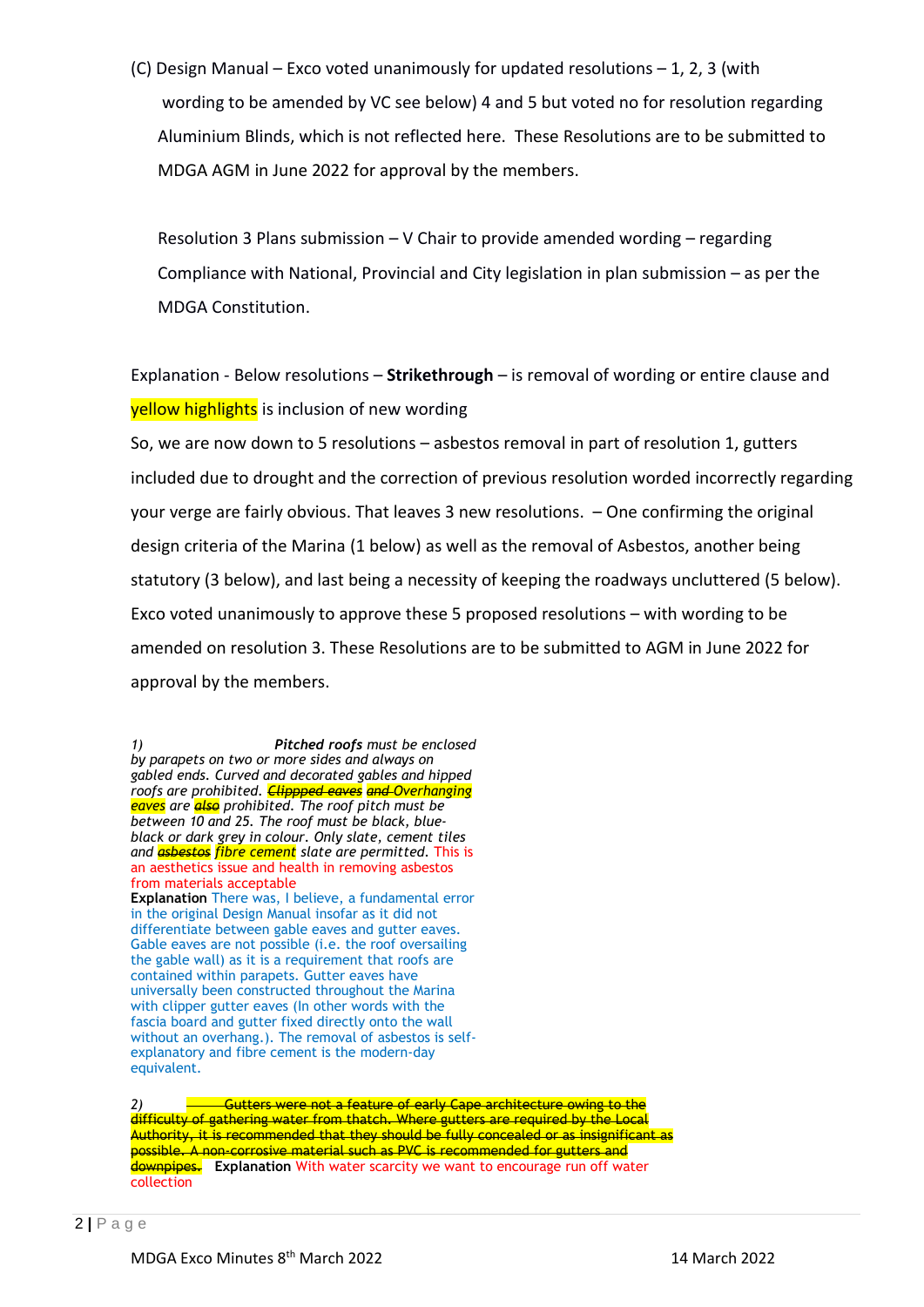(C) Design Manual – Exco voted unanimously for updated resolutions – 1, 2, 3 (with wording to be amended by VC see below) 4 and 5 but voted no for resolution regarding Aluminium Blinds, which is not reflected here. These Resolutions are to be submitted to MDGA AGM in June 2022 for approval by the members.

Resolution 3 Plans submission – V Chair to provide amended wording – regarding Compliance with National, Provincial and City legislation in plan submission – as per the MDGA Constitution.

Explanation - Below resolutions – **Strikethrough** – is removal of wording or entire clause and yellow highlights is inclusion of new wording

So, we are now down to 5 resolutions – asbestos removal in part of resolution 1, gutters included due to drought and the correction of previous resolution worded incorrectly regarding your verge are fairly obvious. That leaves 3 new resolutions. – One confirming the original design criteria of the Marina (1 below) as well as the removal of Asbestos, another being statutory (3 below), and last being a necessity of keeping the roadways uncluttered (5 below). Exco voted unanimously to approve these 5 proposed resolutions – with wording to be amended on resolution 3. These Resolutions are to be submitted to AGM in June 2022 for approval by the members.

1) ***Pitched roofs** must be enclosed by parapets on two or more sides and always on gabled ends. Curved and decorated gables and hipped roofs are prohibited. ~~Clippped eaves~~ ~~and~~ Overhanging eaves are ~~also~~ prohibited. The roof pitch must be between 10 and 25. The roof must be black, blue-black or dark grey in colour. Only slate, cement tiles and ~~asbestos~~ fibre cement slate are permitted.* This is an aesthetics issue and health in removing asbestos from materials acceptable

**Explanation** There was, I believe, a fundamental error in the original Design Manual insofar as it did not differentiate between gable eaves and gutter eaves. Gable eaves are not possible (i.e. the roof oversailing the gable wall) as it is a requirement that roofs are contained within parapets. Gutter eaves have universally been constructed throughout the Marina with clipper gutter eaves (In other words with the fascia board and gutter fixed directly onto the wall without an overhang.). The removal of asbestos is self-explanatory and fibre cement is the modern-day equivalent.

2) ~~Gutters were not a feature of early Cape architecture owing to the difficulty of gathering water from thatch. Where gutters are required by the Local Authority, it is recommended that they should be fully concealed or as insignificant as possible. A non-corrosive material such as PVC is recommended for gutters and downpipes.~~ **Explanation** With water scarcity we want to encourage run off water collection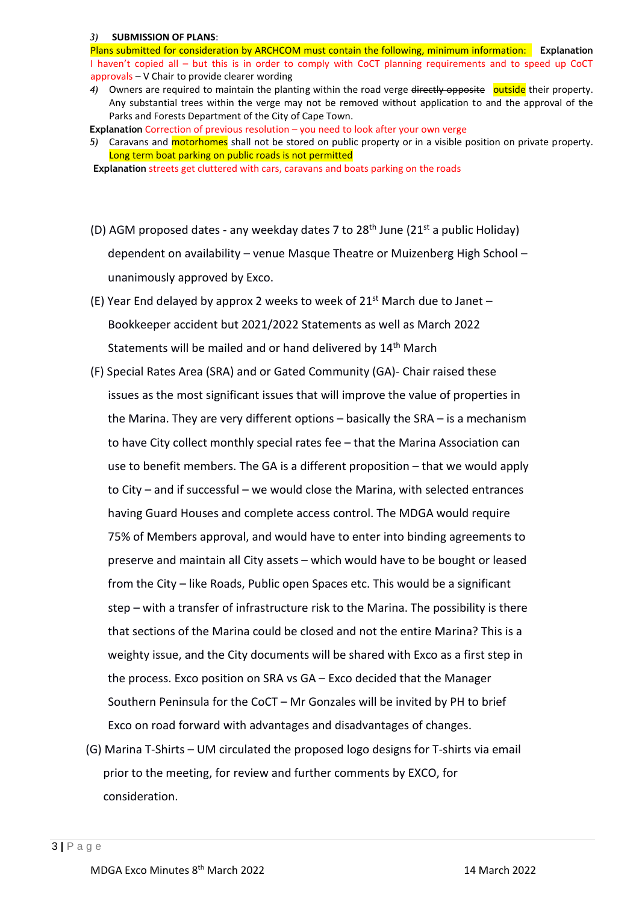3) **SUBMISSION OF PLANS**:

Plans submitted for consideration by ARCHCOM must contain the following, minimum information: **Explanation** I haven't copied all – but this is in order to comply with CoCT planning requirements and to speed up CoCT approvals – V Chair to provide clearer wording

4) Owners are required to maintain the planting within the road verge ~~directly opposite~~ outside their property. Any substantial trees within the verge may not be removed without application to and the approval of the Parks and Forests Department of the City of Cape Town.

**Explanation** Correction of previous resolution – you need to look after your own verge

5) Caravans and motorhomes shall not be stored on public property or in a visible position on private property. Long term boat parking on public roads is not permitted

**Explanation** streets get cluttered with cars, caravans and boats parking on the roads

(D) AGM proposed dates - any weekday dates 7 to 28th June (21st a public Holiday) dependent on availability – venue Masque Theatre or Muizenberg High School – unanimously approved by Exco.

(E) Year End delayed by approx 2 weeks to week of 21st March due to Janet – Bookkeeper accident but 2021/2022 Statements as well as March 2022 Statements will be mailed and or hand delivered by 14th March

(F) Special Rates Area (SRA) and or Gated Community (GA)- Chair raised these issues as the most significant issues that will improve the value of properties in the Marina. They are very different options – basically the SRA – is a mechanism to have City collect monthly special rates fee – that the Marina Association can use to benefit members. The GA is a different proposition – that we would apply to City – and if successful – we would close the Marina, with selected entrances having Guard Houses and complete access control. The MDGA would require 75% of Members approval, and would have to enter into binding agreements to preserve and maintain all City assets – which would have to be bought or leased from the City – like Roads, Public open Spaces etc. This would be a significant step – with a transfer of infrastructure risk to the Marina. The possibility is there that sections of the Marina could be closed and not the entire Marina? This is a weighty issue, and the City documents will be shared with Exco as a first step in the process. Exco position on SRA vs GA – Exco decided that the Manager Southern Peninsula for the CoCT – Mr Gonzales will be invited by PH to brief Exco on road forward with advantages and disadvantages of changes.

(G) Marina T-Shirts – UM circulated the proposed logo designs for T-shirts via email prior to the meeting, for review and further comments by EXCO, for consideration.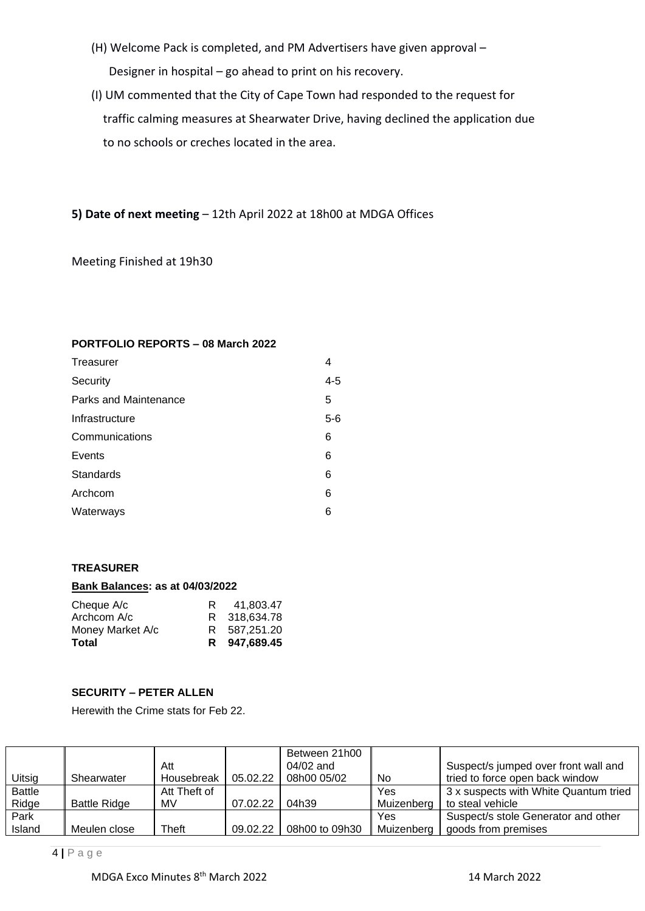(H) Welcome Pack is completed, and PM Advertisers have given approval –
Designer in hospital – go ahead to print on his recovery.

(I) UM commented that the City of Cape Town had responded to the request for traffic calming measures at Shearwater Drive, having declined the application due to no schools or creches located in the area.

**5) Date of next meeting** – 12th April 2022 at 18h00 at MDGA Offices

Meeting Finished at 19h30

**PORTFOLIO REPORTS – 08 March 2022**

| | |
|---|---|
| Treasurer | 4 |
| Security | 4-5 |
| Parks and Maintenance | 5 |
| Infrastructure | 5-6 |
| Communications | 6 |
| Events | 6 |
| Standards | 6 |
| Archcom | 6 |
| Waterways | 6 |

**TREASURER**

**Bank Balances: as at 04/03/2022**

| | |
|---|---|
| Cheque A/c | R 41,803.47 |
| Archcom A/c | R 318,634.78 |
| Money Market A/c | R 587,251.20 |
| **Total** | **R 947,689.45** |

**SECURITY – PETER ALLEN**

Herewith the Crime stats for Feb 22.

| | | | | | | |
|---|---|---|---|---|---|---|
| Uitsig | Shearwater | Att Housebreak | 05.02.22 | Between 21h00 04/02 and 08h00 05/02 | No | Suspect/s jumped over front wall and tried to force open back window |
| Battle Ridge | Battle Ridge | Att Theft of MV | 07.02.22 | 04h39 | Yes Muizenberg | 3 x suspects with White Quantum tried to steal vehicle |
| Park Island | Meulen close | Theft | 09.02.22 | 08h00 to 09h30 | Yes Muizenberg | Suspect/s stole Generator and other goods from premises |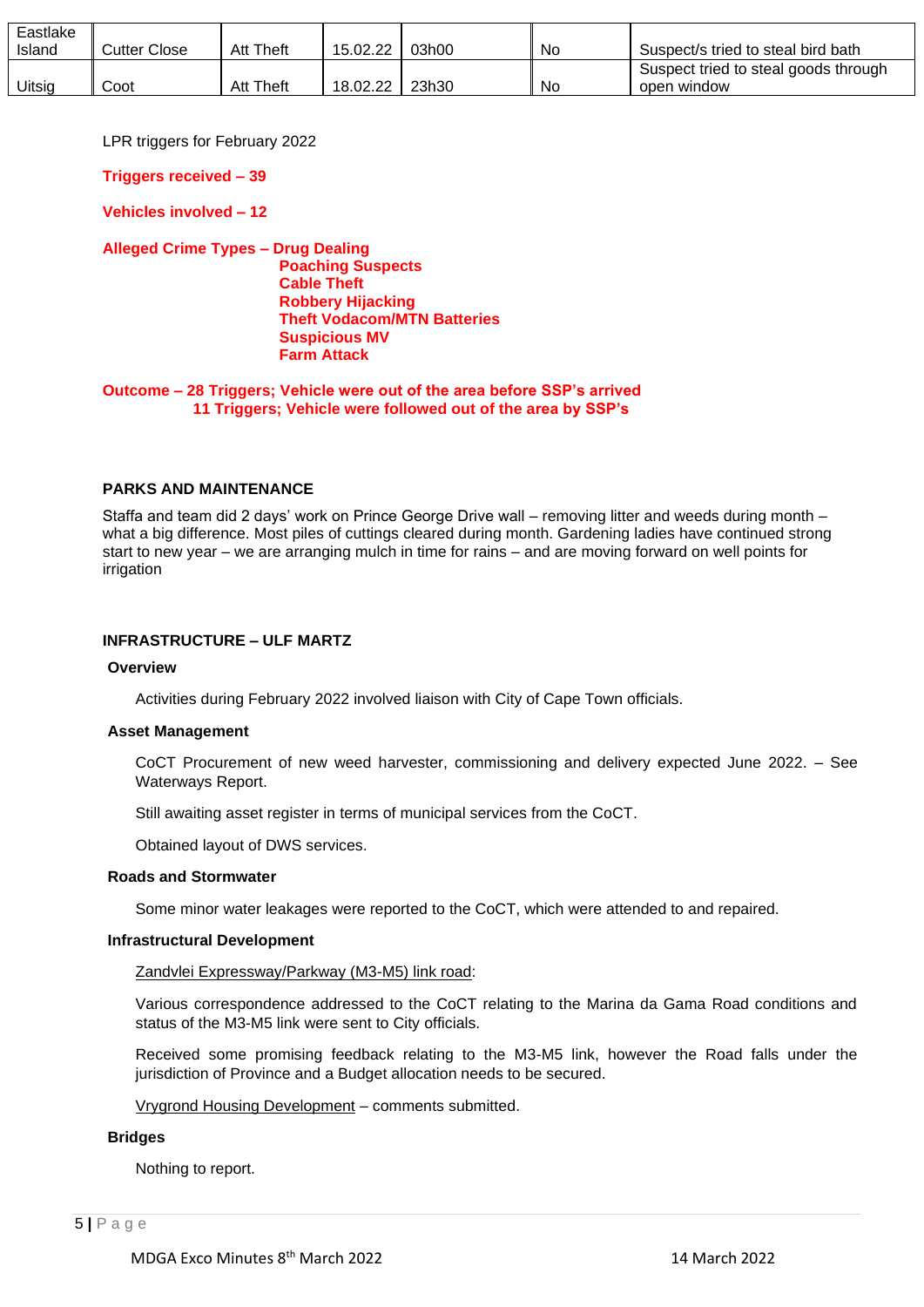| Eastlake Island | Cutter Close | Att Theft | 15.02.22 | 03h00 | No | Suspect/s tried to steal bird bath |
|---|---|---|---|---|---|---|
| Uitsig | Coot | Att Theft | 18.02.22 | 23h30 | No | Suspect tried to steal goods through open window |

LPR triggers for February 2022

**Triggers received – 39**

**Vehicles involved – 12**

**Alleged Crime Types – Drug Dealing**
**Poaching Suspects**
**Cable Theft**
**Robbery Hijacking**
**Theft Vodacom/MTN Batteries**
**Suspicious MV**
**Farm Attack**

**Outcome – 28 Triggers; Vehicle were out of the area before SSP's arrived**
**11 Triggers; Vehicle were followed out of the area by SSP's**

## PARKS AND MAINTENANCE

Staffa and team did 2 days' work on Prince George Drive wall – removing litter and weeds during month – what a big difference. Most piles of cuttings cleared during month. Gardening ladies have continued strong start to new year – we are arranging mulch in time for rains – and are moving forward on well points for irrigation

## INFRASTRUCTURE – ULF MARTZ

### Overview

Activities during February 2022 involved liaison with City of Cape Town officials.

### Asset Management

CoCT Procurement of new weed harvester, commissioning and delivery expected June 2022. – See Waterways Report.

Still awaiting asset register in terms of municipal services from the CoCT.

Obtained layout of DWS services.

### Roads and Stormwater

Some minor water leakages were reported to the CoCT, which were attended to and repaired.

### Infrastructural Development

Zandvlei Expressway/Parkway (M3-M5) link road:

Various correspondence addressed to the CoCT relating to the Marina da Gama Road conditions and status of the M3-M5 link were sent to City officials.

Received some promising feedback relating to the M3-M5 link, however the Road falls under the jurisdiction of Province and a Budget allocation needs to be secured.

Vrygrond Housing Development – comments submitted.

### Bridges

Nothing to report.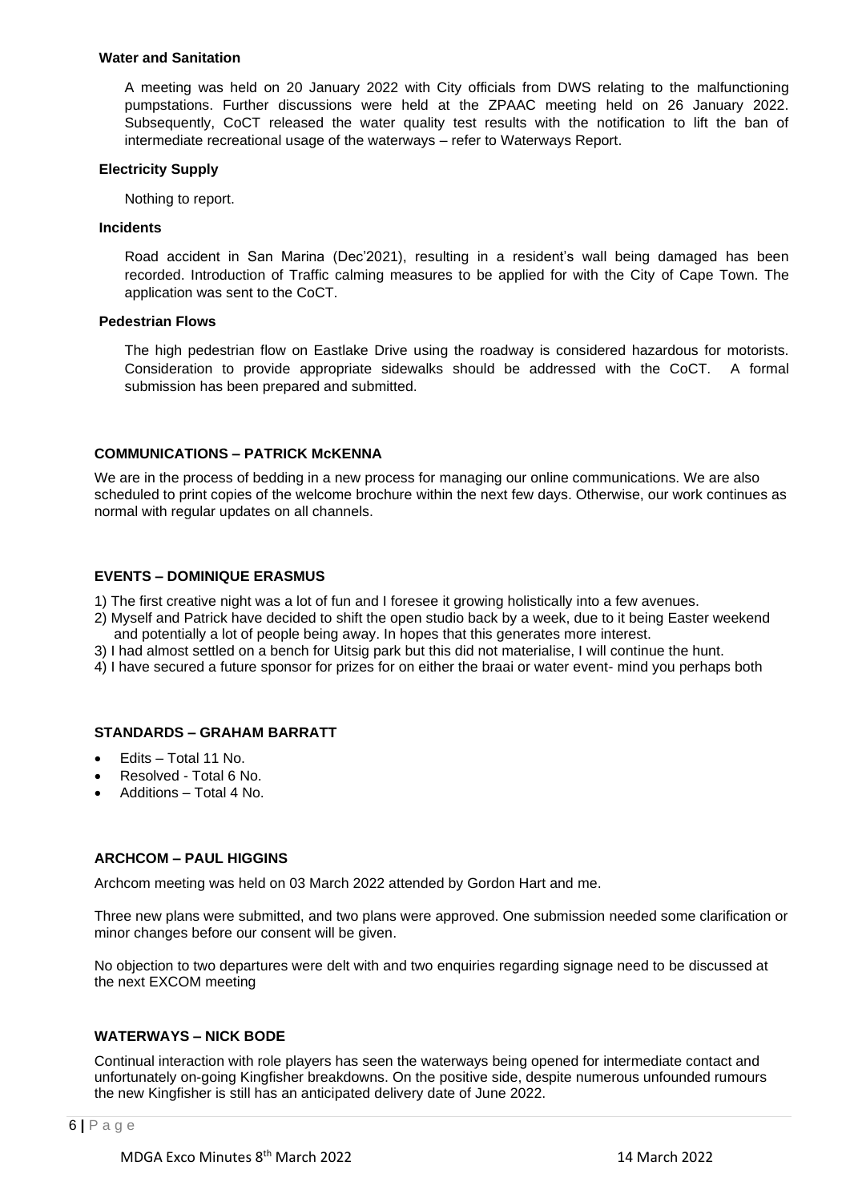#### Water and Sanitation

A meeting was held on 20 January 2022 with City officials from DWS relating to the malfunctioning pumpstations. Further discussions were held at the ZPAAC meeting held on 26 January 2022. Subsequently, CoCT released the water quality test results with the notification to lift the ban of intermediate recreational usage of the waterways – refer to Waterways Report.

#### Electricity Supply

Nothing to report.

#### Incidents

Road accident in San Marina (Dec'2021), resulting in a resident's wall being damaged has been recorded. Introduction of Traffic calming measures to be applied for with the City of Cape Town. The application was sent to the CoCT.

#### Pedestrian Flows

The high pedestrian flow on Eastlake Drive using the roadway is considered hazardous for motorists. Consideration to provide appropriate sidewalks should be addressed with the CoCT. A formal submission has been prepared and submitted.

## COMMUNICATIONS – PATRICK McKENNA

We are in the process of bedding in a new process for managing our online communications. We are also scheduled to print copies of the welcome brochure within the next few days. Otherwise, our work continues as normal with regular updates on all channels.

## EVENTS – DOMINIQUE ERASMUS

1) The first creative night was a lot of fun and I foresee it growing holistically into a few avenues.
2) Myself and Patrick have decided to shift the open studio back by a week, due to it being Easter weekend and potentially a lot of people being away. In hopes that this generates more interest.
3) I had almost settled on a bench for Uitsig park but this did not materialise, I will continue the hunt.
4) I have secured a future sponsor for prizes for on either the braai or water event- mind you perhaps both

## STANDARDS – GRAHAM BARRATT

- Edits – Total 11 No.
- Resolved - Total 6 No.
- Additions – Total 4 No.

## ARCHCOM – PAUL HIGGINS

Archcom meeting was held on 03 March 2022 attended by Gordon Hart and me.

Three new plans were submitted, and two plans were approved. One submission needed some clarification or minor changes before our consent will be given.

No objection to two departures were delt with and two enquiries regarding signage need to be discussed at the next EXCOM meeting

## WATERWAYS – NICK BODE

Continual interaction with role players has seen the waterways being opened for intermediate contact and unfortunately on-going Kingfisher breakdowns. On the positive side, despite numerous unfounded rumours the new Kingfisher is still has an anticipated delivery date of June 2022.